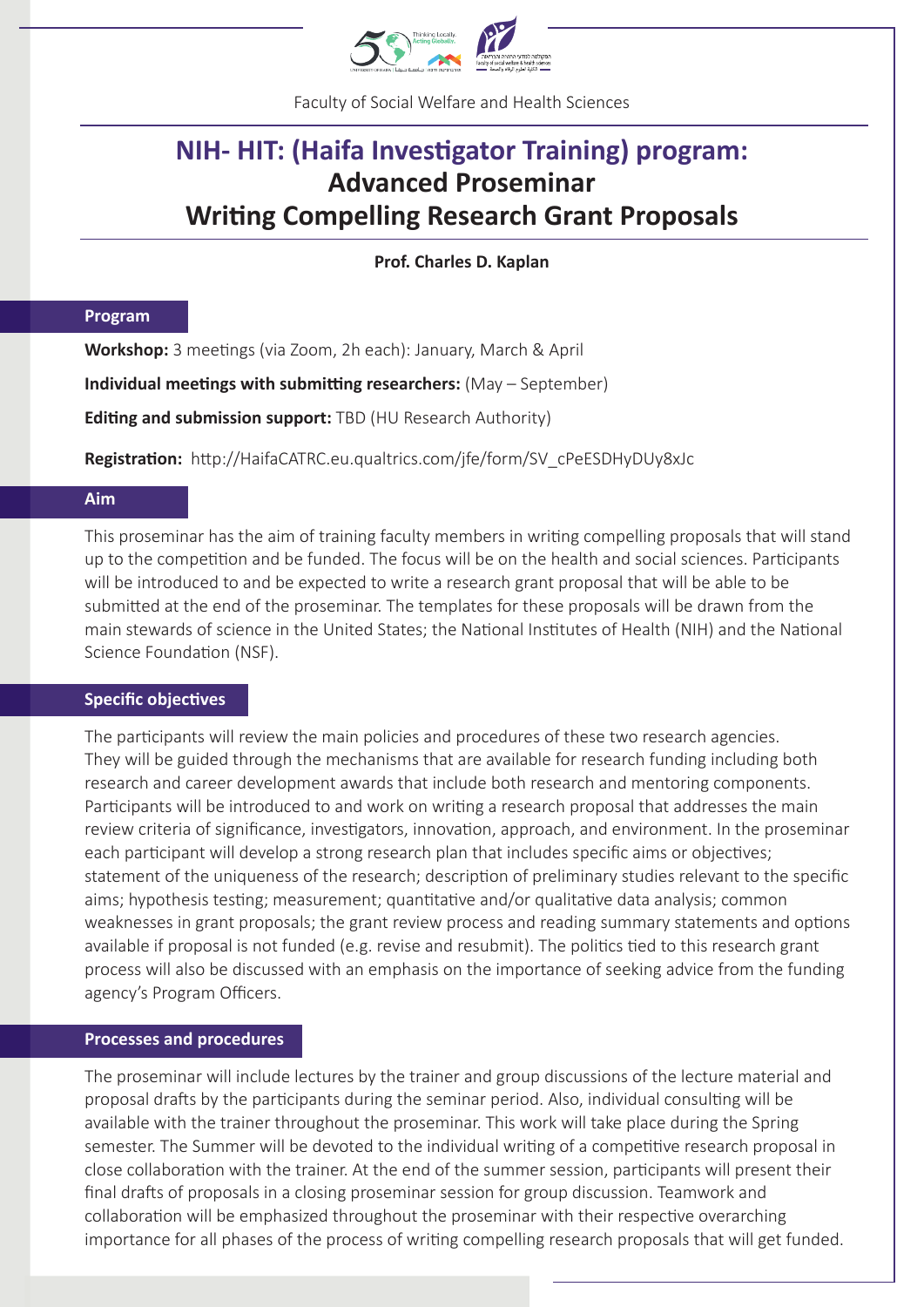Faculty of Social Welfare and Health Sciences

# NIH- HIT: (Haifa Investigator Training) program:
# Advanced Proseminar
# Writing Compelling Research Grant Proposals

**Prof. Charles D. Kaplan**

## Program

**Workshop:** 3 meetings (via Zoom, 2h each): January, March & April

**Individual meetings with submitting researchers:** (May – September)

**Editing and submission support:** TBD (HU Research Authority)

**Registration:** http://HaifaCATRC.eu.qualtrics.com/jfe/form/SV_cPeESDHyDUy8xJc

## Aim

This proseminar has the aim of training faculty members in writing compelling proposals that will stand up to the competition and be funded. The focus will be on the health and social sciences. Participants will be introduced to and be expected to write a research grant proposal that will be able to be submitted at the end of the proseminar. The templates for these proposals will be drawn from the main stewards of science in the United States; the National Institutes of Health (NIH) and the National Science Foundation (NSF).

## Specific objectives

The participants will review the main policies and procedures of these two research agencies. They will be guided through the mechanisms that are available for research funding including both research and career development awards that include both research and mentoring components. Participants will be introduced to and work on writing a research proposal that addresses the main review criteria of significance, investigators, innovation, approach, and environment. In the proseminar each participant will develop a strong research plan that includes specific aims or objectives; statement of the uniqueness of the research; description of preliminary studies relevant to the specific aims; hypothesis testing; measurement; quantitative and/or qualitative data analysis; common weaknesses in grant proposals; the grant review process and reading summary statements and options available if proposal is not funded (e.g. revise and resubmit). The politics tied to this research grant process will also be discussed with an emphasis on the importance of seeking advice from the funding agency's Program Officers.

## Processes and procedures

The proseminar will include lectures by the trainer and group discussions of the lecture material and proposal drafts by the participants during the seminar period. Also, individual consulting will be available with the trainer throughout the proseminar. This work will take place during the Spring semester. The Summer will be devoted to the individual writing of a competitive research proposal in close collaboration with the trainer. At the end of the summer session, participants will present their final drafts of proposals in a closing proseminar session for group discussion. Teamwork and collaboration will be emphasized throughout the proseminar with their respective overarching importance for all phases of the process of writing compelling research proposals that will get funded.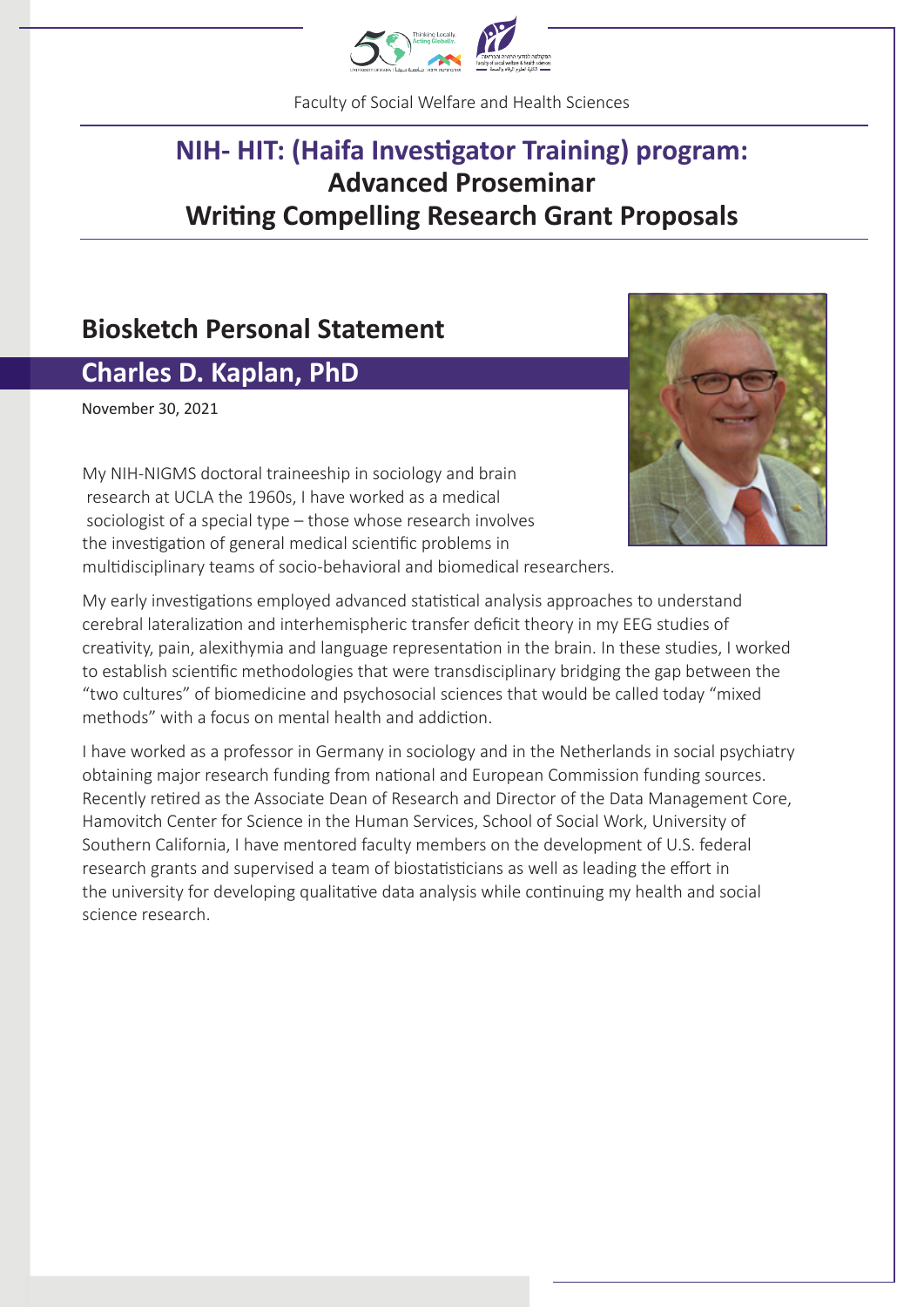Faculty of Social Welfare and Health Sciences

# NIH- HIT: (Haifa Investigator Training) program: Advanced Proseminar Writing Compelling Research Grant Proposals

## Biosketch Personal Statement

## Charles D. Kaplan, PhD

November 30, 2021

My NIH-NIGMS doctoral traineeship in sociology and brain research at UCLA the 1960s, I have worked as a medical sociologist of a special type – those whose research involves the investigation of general medical scientific problems in multidisciplinary teams of socio-behavioral and biomedical researchers.

My early investigations employed advanced statistical analysis approaches to understand cerebral lateralization and interhemispheric transfer deficit theory in my EEG studies of creativity, pain, alexithymia and language representation in the brain. In these studies, I worked to establish scientific methodologies that were transdisciplinary bridging the gap between the "two cultures" of biomedicine and psychosocial sciences that would be called today "mixed methods" with a focus on mental health and addiction.

I have worked as a professor in Germany in sociology and in the Netherlands in social psychiatry obtaining major research funding from national and European Commission funding sources. Recently retired as the Associate Dean of Research and Director of the Data Management Core, Hamovitch Center for Science in the Human Services, School of Social Work, University of Southern California, I have mentored faculty members on the development of U.S. federal research grants and supervised a team of biostatisticians as well as leading the effort in the university for developing qualitative data analysis while continuing my health and social science research.